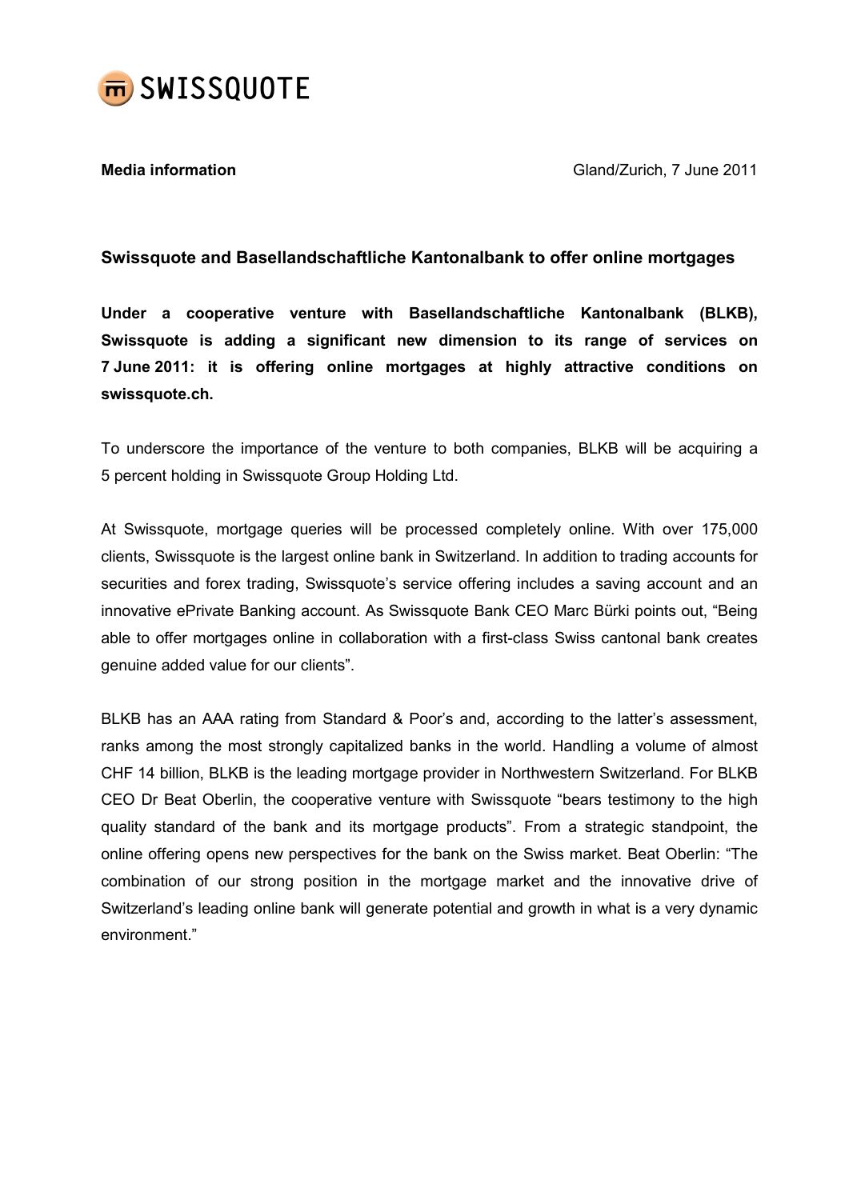SWISSQUOTE

**Media information** Gland/Zurich, 7 June 2011

## Swissquote and Basellandschaftliche Kantonalbank to offer online mortgages

**Under a cooperative venture with Basellandschaftliche Kantonalbank (BLKB), Swissquote is adding a significant new dimension to its range of services on 7 June 2011: it is offering online mortgages at highly attractive conditions on swissquote.ch.**

To underscore the importance of the venture to both companies, BLKB will be acquiring a 5 percent holding in Swissquote Group Holding Ltd.

At Swissquote, mortgage queries will be processed completely online. With over 175,000 clients, Swissquote is the largest online bank in Switzerland. In addition to trading accounts for securities and forex trading, Swissquote's service offering includes a saving account and an innovative ePrivate Banking account. As Swissquote Bank CEO Marc Bürki points out, "Being able to offer mortgages online in collaboration with a first-class Swiss cantonal bank creates genuine added value for our clients".

BLKB has an AAA rating from Standard & Poor's and, according to the latter's assessment, ranks among the most strongly capitalized banks in the world. Handling a volume of almost CHF 14 billion, BLKB is the leading mortgage provider in Northwestern Switzerland. For BLKB CEO Dr Beat Oberlin, the cooperative venture with Swissquote "bears testimony to the high quality standard of the bank and its mortgage products". From a strategic standpoint, the online offering opens new perspectives for the bank on the Swiss market. Beat Oberlin: "The combination of our strong position in the mortgage market and the innovative drive of Switzerland's leading online bank will generate potential and growth in what is a very dynamic environment."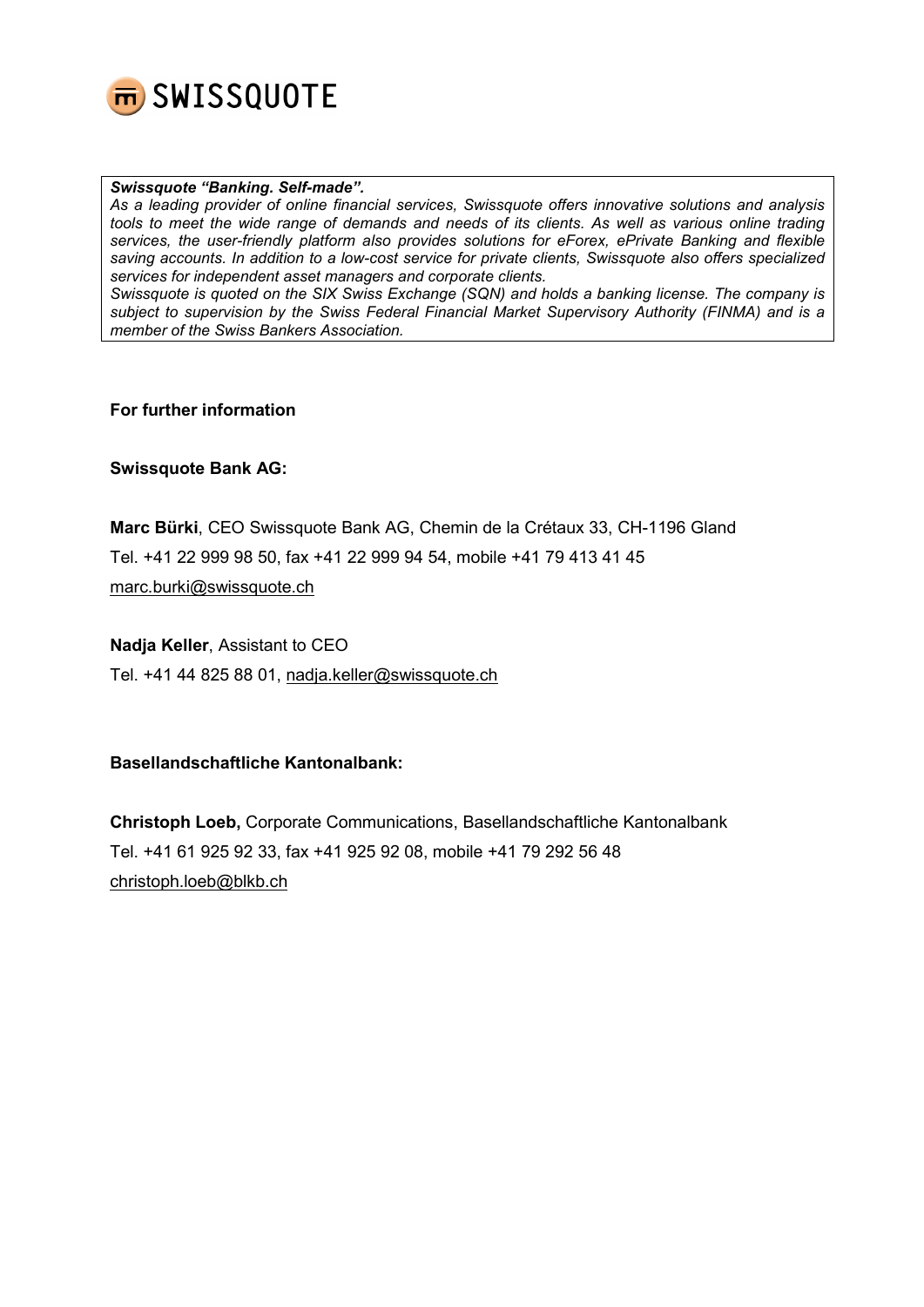***Swissquote "Banking. Self-made".***
*As a leading provider of online financial services, Swissquote offers innovative solutions and analysis tools to meet the wide range of demands and needs of its clients. As well as various online trading services, the user-friendly platform also provides solutions for eForex, ePrivate Banking and flexible saving accounts. In addition to a low-cost service for private clients, Swissquote also offers specialized services for independent asset managers and corporate clients.*
*Swissquote is quoted on the SIX Swiss Exchange (SQN) and holds a banking license. The company is subject to supervision by the Swiss Federal Financial Market Supervisory Authority (FINMA) and is a member of the Swiss Bankers Association.*

**For further information**

**Swissquote Bank AG:**

**Marc Bürki**, CEO Swissquote Bank AG, Chemin de la Crétaux 33, CH-1196 Gland
Tel. +41 22 999 98 50, fax +41 22 999 94 54, mobile +41 79 413 41 45
marc.burki@swissquote.ch

**Nadja Keller**, Assistant to CEO
Tel. +41 44 825 88 01, nadja.keller@swissquote.ch

**Basellandschaftliche Kantonalbank:**

**Christoph Loeb,** Corporate Communications, Basellandschaftliche Kantonalbank
Tel. +41 61 925 92 33, fax +41 925 92 08, mobile +41 79 292 56 48
christoph.loeb@blkb.ch